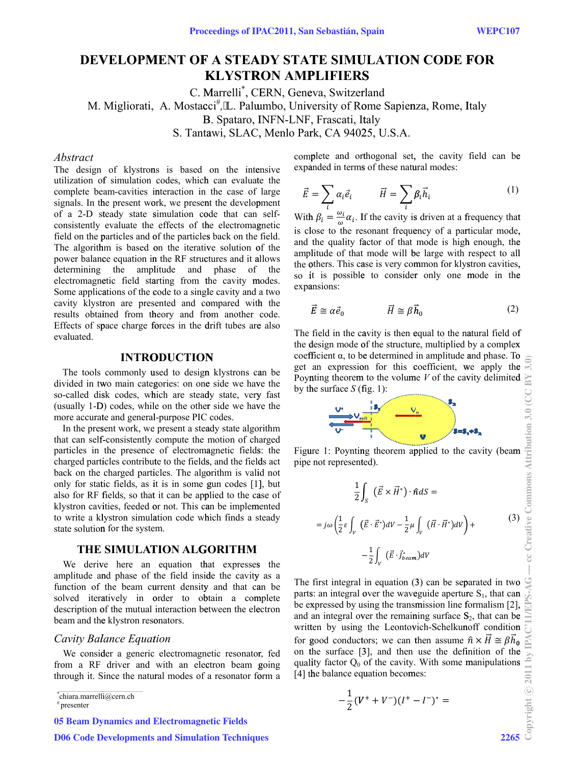# DEVELOPMENT OF A STEADY STATE SIMULATION CODE FOR KLYSTRON AMPLIFIERS

C. Marrelli*, CERN, Geneva, Switzerland
M. Migliorati, A. Mostacci#, L. Palumbo, University of Rome Sapienza, Rome, Italy
B. Spataro, INFN-LNF, Frascati, Italy
S. Tantawi, SLAC, Menlo Park, CA 94025, U.S.A.

*Abstract*

The design of klystrons is based on the intensive utilization of simulation codes, which can evaluate the complete beam-cavities interaction in the case of large signals. In the present work, we present the development of a 2-D steady state simulation code that can self-consistently evaluate the effects of the electromagnetic field on the particles and of the particles back on the field. The algorithm is based on the iterative solution of the power balance equation in the RF structures and it allows determining the amplitude and phase of the electromagnetic field starting from the cavity modes. Some applications of the code to a single cavity and a two cavity klystron are presented and compared with the results obtained from theory and from another code. Effects of space charge forces in the drift tubes are also evaluated.

## INTRODUCTION

The tools commonly used to design klystrons can be divided in two main categories: on one side we have the so-called disk codes, which are steady state, very fast (usually 1-D) codes, while on the other side we have the more accurate and general-purpose PIC codes.

In the present work, we present a steady state algorithm that can self-consistently compute the motion of charged particles in the presence of electromagnetic fields: the charged particles contribute to the fields, and the fields act back on the charged particles. The algorithm is valid not only for static fields, as it is in some gun codes [1], but also for RF fields, so that it can be applied to the case of klystron cavities, feeded or not. This can be implemented to write a klystron simulation code which finds a steady state solution for the system.

## THE SIMULATION ALGORITHM

We derive here an equation that expresses the amplitude and phase of the field inside the cavity as a function of the beam current density and that can be solved iteratively in order to obtain a complete description of the mutual interaction between the electron beam and the klystron resonators.

### *Cavity Balance Equation*

We consider a generic electromagnetic resonator, fed from a RF driver and with an electron beam going through it. Since the natural modes of a resonator form a complete and orthogonal set, the cavity field can be expanded in terms of these natural modes:

$$\vec{E} = \sum_i \alpha_i \vec{e}_i \qquad \vec{H} = \sum_i \beta_i \vec{h}_i \tag{1}$$

With $\beta_i = \frac{\omega_i}{\omega}\alpha_i$. If the cavity is driven at a frequency that is close to the resonant frequency of a particular mode, and the quality factor of that mode is high enough, the amplitude of that mode will be large with respect to all the others. This case is very common for klystron cavities, so it is possible to consider only one mode in the expansions:

$$\vec{E} \cong \alpha \vec{e}_0 \qquad \vec{H} \cong \beta \vec{h}_0 \tag{2}$$

The field in the cavity is then equal to the natural field of the design mode of the structure, multiplied by a complex coefficient α, to be determined in amplitude and phase. To get an expression for this coefficient, we apply the Poynting theorem to the volume $V$ of the cavity delimited by the surface $S$ (fig. 1):

Figure 1: Poynting theorem applied to the cavity (beam pipe not represented).

$$\frac{1}{2}\int_S \left(\vec{E} \times \vec{H}^*\right) \cdot \hat{n}\, dS =$$

$$= j\omega\left(\frac{1}{2}\varepsilon \int_V \left(\vec{E} \cdot \vec{E}^*\right) dV - \frac{1}{2}\mu \int_V \left(\vec{H} \cdot \vec{H}^*\right) dV\right) + \tag{3}$$

$$-\frac{1}{2}\int_V \left(\vec{E} \cdot \vec{J}^*_{beam}\right) dV$$

The first integral in equation (3) can be separated in two parts: an integral over the waveguide aperture $S_1$, that can be expressed by using the transmission line formalism [2], and an integral over the remaining surface $S_2$, that can be written by using the Leontovich-Schelkunoff condition for good conductors; we can then assume $\hat{n} \times \vec{H} \cong \beta \vec{h}_0$ on the surface [3], and then use the definition of the quality factor $Q_0$ of the cavity. With some manipulations [4] the balance equation becomes:

$$-\frac{1}{2}\left(V^+ + V^-\right)\left(I^+ - I^-\right)^* =$$

*chiara.marrelli@cern.ch
#presenter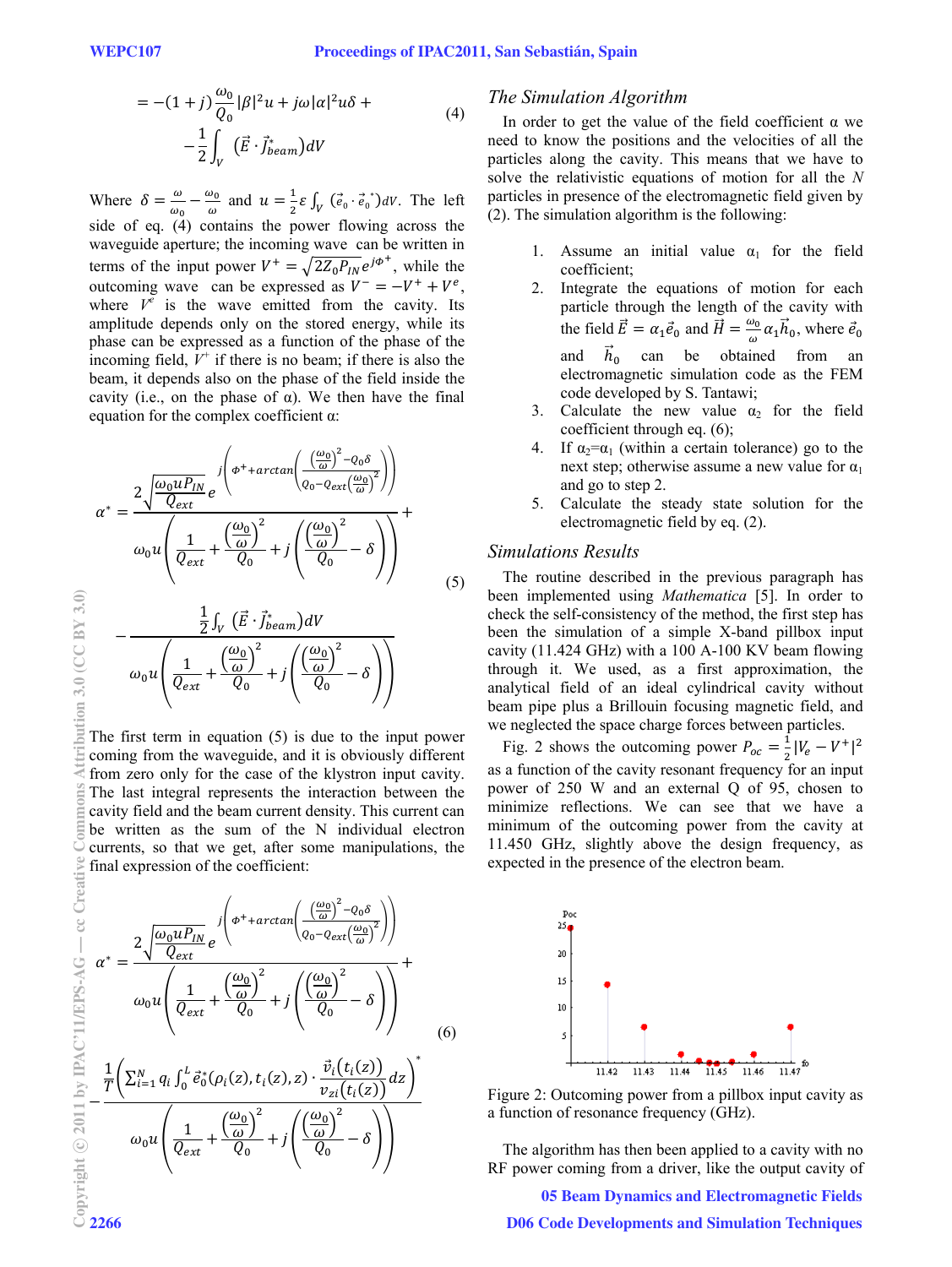$$= -(1+j)\frac{\omega_0}{Q_0}|\beta|^2 u + j\omega|\alpha|^2 u\delta + -\frac{1}{2}\int_V \left(\vec{E}\cdot\vec{j}^*_{beam}\right)dV \tag{4}$$

Where $\delta = \frac{\omega}{\omega_0} - \frac{\omega_0}{\omega}$ and $u = \frac{1}{2}\varepsilon\int_V \left(\vec{e}_0\cdot\vec{e}_0^{\,*}\right)dV$. The left side of eq. (4) contains the power flowing across the waveguide aperture; the incoming wave can be written in terms of the input power $V^+ = \sqrt{2Z_0 P_{IN}}e^{j\phi^+}$, while the outcoming wave can be expressed as $V^- = -V^+ + V^e$, where $V^e$ is the wave emitted from the cavity. Its amplitude depends only on the stored energy, while its phase can be expressed as a function of the phase of the incoming field, $V^+$ if there is no beam; if there is also the beam, it depends also on the phase of the field inside the cavity (i.e., on the phase of α). We then have the final equation for the complex coefficient α:

$$\alpha^* = \frac{2\sqrt{\frac{\omega_0 u P_{IN}}{Q_{ext}}}\,e^{j\left(\phi^+ + \arctan\left(\frac{\left(\frac{\omega_0}{\omega}\right)^2 - Q_0\delta}{Q_0 - Q_{ext}\left(\frac{\omega_0}{\omega}\right)^2}\right)\right)}}{\omega_0 u\left(\frac{1}{Q_{ext}} + \frac{\left(\frac{\omega_0}{\omega}\right)^2}{Q_0} + j\left(\frac{\left(\frac{\omega_0}{\omega}\right)^2}{Q_0} - \delta\right)\right)} + - \frac{\frac{1}{2}\int_V \left(\vec{E}\cdot\vec{j}^*_{beam}\right)dV}{\omega_0 u\left(\frac{1}{Q_{ext}} + \frac{\left(\frac{\omega_0}{\omega}\right)^2}{Q_0} + j\left(\frac{\left(\frac{\omega_0}{\omega}\right)^2}{Q_0} - \delta\right)\right)} \tag{5}$$

The first term in equation (5) is due to the input power coming from the waveguide, and it is obviously different from zero only for the case of the klystron input cavity. The last integral represents the interaction between the cavity field and the beam current density. This current can be written as the sum of the N individual electron currents, so that we get, after some manipulations, the final expression of the coefficient:

$$\alpha^* = \frac{2\sqrt{\frac{\omega_0 u P_{IN}}{Q_{ext}}}\,e^{j\left(\phi^+ + \arctan\left(\frac{\left(\frac{\omega_0}{\omega}\right)^2 - Q_0\delta}{Q_0 - Q_{ext}\left(\frac{\omega_0}{\omega}\right)^2}\right)\right)}}{\omega_0 u\left(\frac{1}{Q_{ext}} + \frac{\left(\frac{\omega_0}{\omega}\right)^2}{Q_0} + j\left(\frac{\left(\frac{\omega_0}{\omega}\right)^2}{Q_0} - \delta\right)\right)} + - \frac{\frac{1}{T}\left(\sum_{i=1}^{N} q_i \int_0^L \vec{e}_0^{\,*}(\rho_i(z), t_i(z), z)\cdot\frac{\vec{v}_i(t_i(z))}{v_{zi}(t_i(z))}dz\right)^*}{\omega_0 u\left(\frac{1}{Q_{ext}} + \frac{\left(\frac{\omega_0}{\omega}\right)^2}{Q_0} + j\left(\frac{\left(\frac{\omega_0}{\omega}\right)^2}{Q_0} - \delta\right)\right)} \tag{6}$$

### *The Simulation Algorithm*

In order to get the value of the field coefficient α we need to know the positions and the velocities of all the particles along the cavity. This means that we have to solve the relativistic equations of motion for all the *N* particles in presence of the electromagnetic field given by (2). The simulation algorithm is the following:

1. Assume an initial value $\alpha_1$ for the field coefficient;
2. Integrate the equations of motion for each particle through the length of the cavity with the field $\vec{E} = \alpha_1\vec{e}_0$ and $\vec{H} = \frac{\omega_0}{\omega}\alpha_1\vec{h}_0$, where $\vec{e}_0$ and $\vec{h}_0$ can be obtained from an electromagnetic simulation code as the FEM code developed by S. Tantawi;
3. Calculate the new value $\alpha_2$ for the field coefficient through eq. (6);
4. If $\alpha_2=\alpha_1$ (within a certain tolerance) go to the next step; otherwise assume a new value for $\alpha_1$ and go to step 2.
5. Calculate the steady state solution for the electromagnetic field by eq. (2).

### *Simulations Results*

The routine described in the previous paragraph has been implemented using *Mathematica* [5]. In order to check the self-consistency of the method, the first step has been the simulation of a simple X-band pillbox input cavity (11.424 GHz) with a 100 A-100 KV beam flowing through it. We used, as a first approximation, the analytical field of an ideal cylindrical cavity without beam pipe plus a Brillouin focusing magnetic field, and we neglected the space charge forces between particles.

Fig. 2 shows the outcoming power $P_{oc} = \frac{1}{2}|V_e - V^+|^2$ as a function of the cavity resonant frequency for an input power of 250 W and an external Q of 95, chosen to minimize reflections. We can see that we have a minimum of the outcoming power from the cavity at 11.450 GHz, slightly above the design frequency, as expected in the presence of the electron beam.

Figure 2: Outcoming power from a pillbox input cavity as a function of resonance frequency (GHz).

The algorithm has then been applied to a cavity with no RF power coming from a driver, like the output cavity of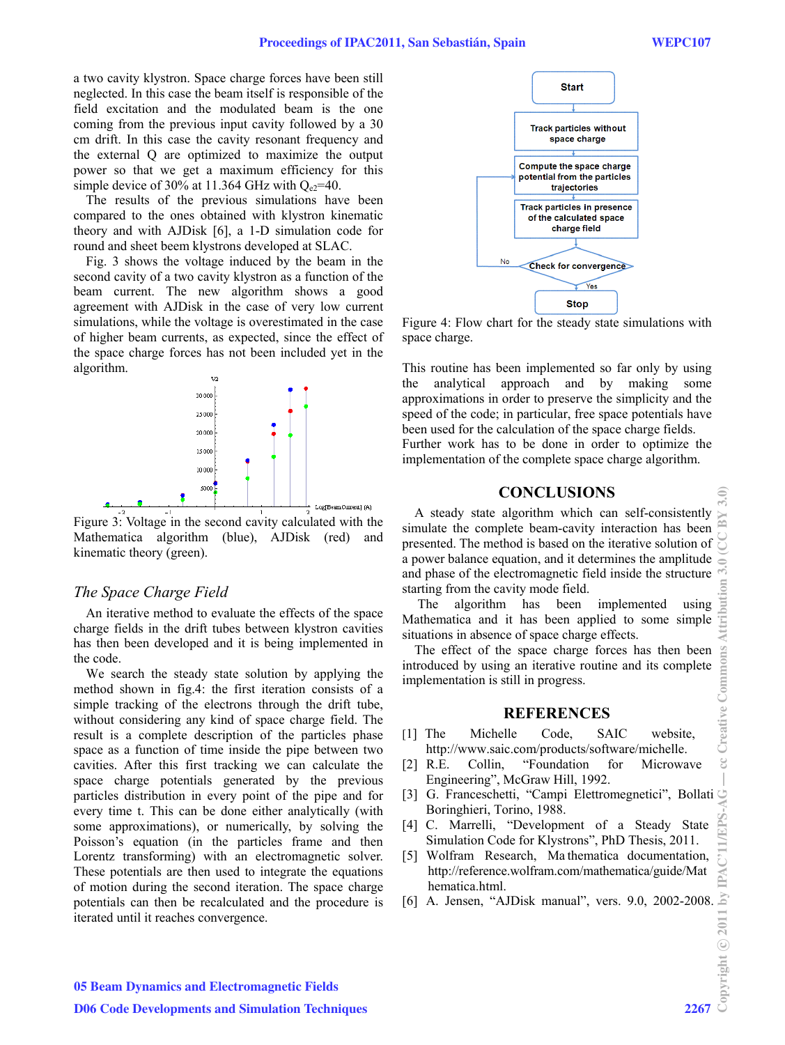a two cavity klystron. Space charge forces have been still neglected. In this case the beam itself is responsible of the field excitation and the modulated beam is the one coming from the previous input cavity followed by a 30 cm drift. In this case the cavity resonant frequency and the external Q are optimized to maximize the output power so that we get a maximum efficiency for this simple device of 30% at 11.364 GHz with $Q_{e2}$=40.

The results of the previous simulations have been compared to the ones obtained with klystron kinematic theory and with AJDisk [6], a 1-D simulation code for round and sheet beem klystrons developed at SLAC.

Fig. 3 shows the voltage induced by the beam in the second cavity of a two cavity klystron as a function of the beam current. The new algorithm shows a good agreement with AJDisk in the case of very low current simulations, while the voltage is overestimated in the case of higher beam currents, as expected, since the effect of the space charge forces has not been included yet in the algorithm.

V2
30000
25000
20000
15000
10000
5000
Log[Beam Current] (A)
-2
-1
1

Figure 3: Voltage in the second cavity calculated with the Mathematica algorithm (blue), AJDisk (red) and kinematic theory (green).

### The Space Charge Field

An iterative method to evaluate the effects of the space charge fields in the drift tubes between klystron cavities has then been developed and it is being implemented in the code.

We search the steady state solution by applying the method shown in fig.4: the first iteration consists of a simple tracking of the electrons through the drift tube, without considering any kind of space charge field. The result is a complete description of the particles phase space as a function of time inside the pipe between two cavities. After this first tracking we can calculate the space charge potentials generated by the previous particles distribution in every point of the pipe and for every time t. This can be done either analytically (with some approximations), or numerically, by solving the Poisson's equation (in the particles frame and then Lorentz transforming) with an electromagnetic solver. These potentials are then used to integrate the equations of motion during the second iteration. The space charge potentials can then be recalculated and the procedure is iterated until it reaches convergence.

Start
Track particles without space charge
Compute the space charge potential from the particles trajectories
Track particles in presence of the calculated space charge field
Check for convergence
No
Yes
Stop

Figure 4: Flow chart for the steady state simulations with space charge.

This routine has been implemented so far only by using the analytical approach and by making some approximations in order to preserve the simplicity and the speed of the code; in particular, free space potentials have been used for the calculation of the space charge fields. Further work has to be done in order to optimize the implementation of the complete space charge algorithm.

## CONCLUSIONS

A steady state algorithm which can self-consistently simulate the complete beam-cavity interaction has been presented. The method is based on the iterative solution of a power balance equation, and it determines the amplitude and phase of the electromagnetic field inside the structure starting from the cavity mode field.

The algorithm has been implemented using Mathematica and it has been applied to some simple situations in absence of space charge effects.

The effect of the space charge forces has then been introduced by using an iterative routine and its complete implementation is still in progress.

## REFERENCES

[1] The Michelle Code, SAIC website, http://www.saic.com/products/software/michelle.

[2] R.E. Collin, "Foundation for Microwave Engineering", McGraw Hill, 1992.

[3] G. Franceschetti, "Campi Elettromegnetici", Bollati Boringhieri, Torino, 1988.

[4] C. Marrelli, "Development of a Steady State Simulation Code for Klystrons", PhD Thesis, 2011.

[5] Wolfram Research, Ma thematica documentation, http://reference.wolfram.com/mathematica/guide/Mathematica.html.

[6] A. Jensen, "AJDisk manual", vers. 9.0, 2002-2008.